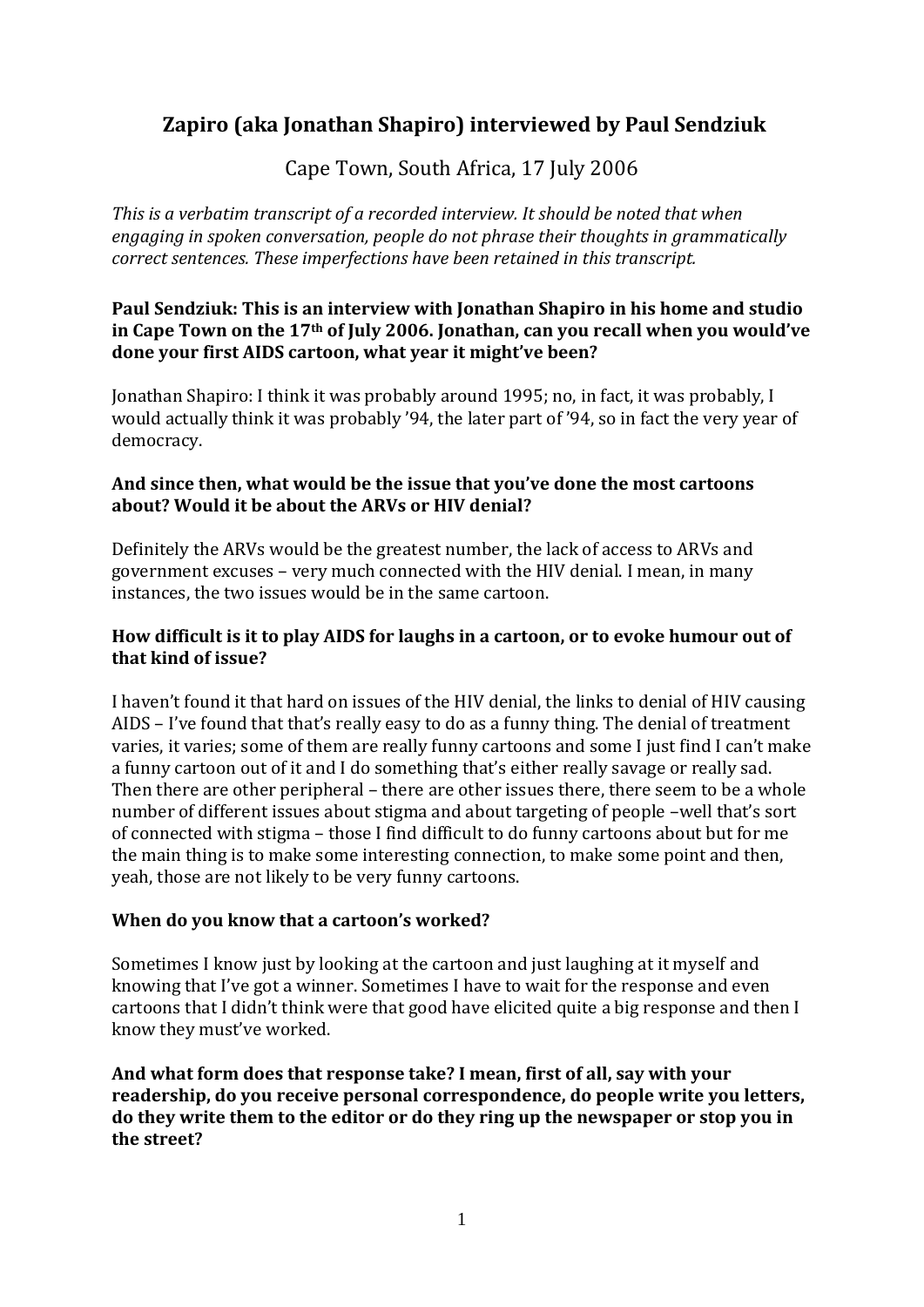# Zapiro (aka Jonathan Shapiro) interviewed by Paul Sendziuk

Cape Town, South Africa, 17 July 2006

*This is a verbatim transcript of a recorded interview. It should be noted that when engaging in spoken conversation, people do not phrase their thoughts in grammatically correct sentences. These imperfections have been retained in this transcript.*

**Paul Sendziuk: This is an interview with Jonathan Shapiro in his home and studio in Cape Town on the 17th of July 2006. Jonathan, can you recall when you would've done your first AIDS cartoon, what year it might've been?**

Jonathan Shapiro: I think it was probably around 1995; no, in fact, it was probably, I would actually think it was probably '94, the later part of '94, so in fact the very year of democracy.

**And since then, what would be the issue that you've done the most cartoons about? Would it be about the ARVs or HIV denial?**

Definitely the ARVs would be the greatest number, the lack of access to ARVs and government excuses – very much connected with the HIV denial. I mean, in many instances, the two issues would be in the same cartoon.

**How difficult is it to play AIDS for laughs in a cartoon, or to evoke humour out of that kind of issue?**

I haven't found it that hard on issues of the HIV denial, the links to denial of HIV causing AIDS – I've found that that's really easy to do as a funny thing. The denial of treatment varies, it varies; some of them are really funny cartoons and some I just find I can't make a funny cartoon out of it and I do something that's either really savage or really sad. Then there are other peripheral – there are other issues there, there seem to be a whole number of different issues about stigma and about targeting of people –well that's sort of connected with stigma – those I find difficult to do funny cartoons about but for me the main thing is to make some interesting connection, to make some point and then, yeah, those are not likely to be very funny cartoons.

**When do you know that a cartoon's worked?**

Sometimes I know just by looking at the cartoon and just laughing at it myself and knowing that I've got a winner. Sometimes I have to wait for the response and even cartoons that I didn't think were that good have elicited quite a big response and then I know they must've worked.

**And what form does that response take? I mean, first of all, say with your readership, do you receive personal correspondence, do people write you letters, do they write them to the editor or do they ring up the newspaper or stop you in the street?**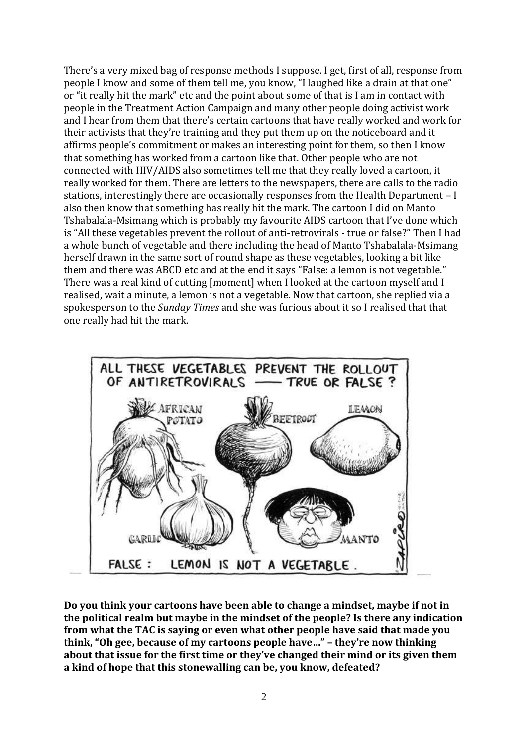There's a very mixed bag of response methods I suppose. I get, first of all, response from people I know and some of them tell me, you know, "I laughed like a drain at that one" or "it really hit the mark" etc and the point about some of that is I am in contact with people in the Treatment Action Campaign and many other people doing activist work and I hear from them that there's certain cartoons that have really worked and work for their activists that they're training and they put them up on the noticeboard and it affirms people's commitment or makes an interesting point for them, so then I know that something has worked from a cartoon like that. Other people who are not connected with HIV/AIDS also sometimes tell me that they really loved a cartoon, it really worked for them. There are letters to the newspapers, there are calls to the radio stations, interestingly there are occasionally responses from the Health Department – I also then know that something has really hit the mark. The cartoon I did on Manto Tshabalala-Msimang which is probably my favourite AIDS cartoon that I've done which is "All these vegetables prevent the rollout of anti-retrovirals - true or false?" Then I had a whole bunch of vegetable and there including the head of Manto Tshabalala-Msimang herself drawn in the same sort of round shape as these vegetables, looking a bit like them and there was ABCD etc and at the end it says "False: a lemon is not vegetable." There was a real kind of cutting [moment] when I looked at the cartoon myself and I realised, wait a minute, a lemon is not a vegetable. Now that cartoon, she replied via a spokesperson to the *Sunday Times* and she was furious about it so I realised that that one really had hit the mark.

**Do you think your cartoons have been able to change a mindset, maybe if not in the political realm but maybe in the mindset of the people? Is there any indication from what the TAC is saying or even what other people have said that made you think, "Oh gee, because of my cartoons people have…" – they're now thinking about that issue for the first time or they've changed their mind or its given them a kind of hope that this stonewalling can be, you know, defeated?**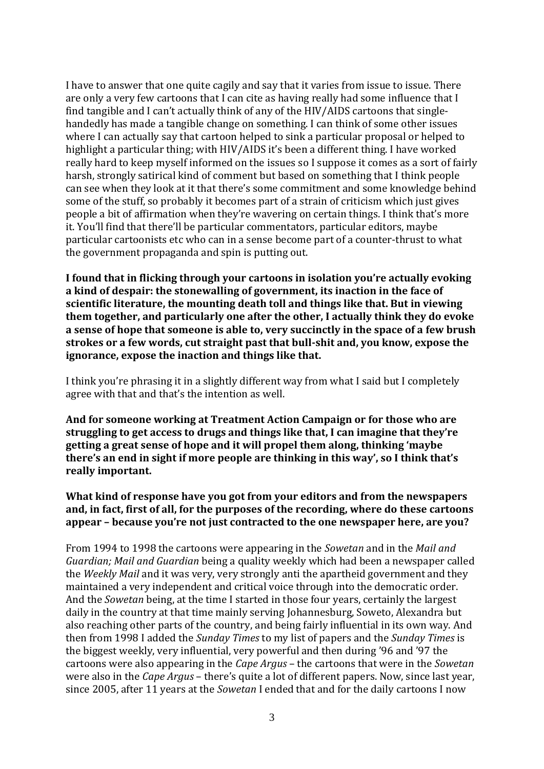I have to answer that one quite cagily and say that it varies from issue to issue. There are only a very few cartoons that I can cite as having really had some influence that I find tangible and I can't actually think of any of the HIV/AIDS cartoons that single-handedly has made a tangible change on something. I can think of some other issues where I can actually say that cartoon helped to sink a particular proposal or helped to highlight a particular thing; with HIV/AIDS it's been a different thing. I have worked really hard to keep myself informed on the issues so I suppose it comes as a sort of fairly harsh, strongly satirical kind of comment but based on something that I think people can see when they look at it that there's some commitment and some knowledge behind some of the stuff, so probably it becomes part of a strain of criticism which just gives people a bit of affirmation when they're wavering on certain things. I think that's more it. You'll find that there'll be particular commentators, particular editors, maybe particular cartoonists etc who can in a sense become part of a counter-thrust to what the government propaganda and spin is putting out.

**I found that in flicking through your cartoons in isolation you're actually evoking a kind of despair: the stonewalling of government, its inaction in the face of scientific literature, the mounting death toll and things like that. But in viewing them together, and particularly one after the other, I actually think they do evoke a sense of hope that someone is able to, very succinctly in the space of a few brush strokes or a few words, cut straight past that bull-shit and, you know, expose the ignorance, expose the inaction and things like that.**

I think you're phrasing it in a slightly different way from what I said but I completely agree with that and that's the intention as well.

**And for someone working at Treatment Action Campaign or for those who are struggling to get access to drugs and things like that, I can imagine that they're getting a great sense of hope and it will propel them along, thinking 'maybe there's an end in sight if more people are thinking in this way', so I think that's really important.**

**What kind of response have you got from your editors and from the newspapers and, in fact, first of all, for the purposes of the recording, where do these cartoons appear – because you're not just contracted to the one newspaper here, are you?**

From 1994 to 1998 the cartoons were appearing in the *Sowetan* and in the *Mail and Guardian; Mail and Guardian* being a quality weekly which had been a newspaper called the *Weekly Mail* and it was very, very strongly anti the apartheid government and they maintained a very independent and critical voice through into the democratic order. And the *Sowetan* being, at the time I started in those four years, certainly the largest daily in the country at that time mainly serving Johannesburg, Soweto, Alexandra but also reaching other parts of the country, and being fairly influential in its own way. And then from 1998 I added the *Sunday Times* to my list of papers and the *Sunday Times* is the biggest weekly, very influential, very powerful and then during '96 and '97 the cartoons were also appearing in the *Cape Argus* – the cartoons that were in the *Sowetan* were also in the *Cape Argus* – there's quite a lot of different papers. Now, since last year, since 2005, after 11 years at the *Sowetan* I ended that and for the daily cartoons I now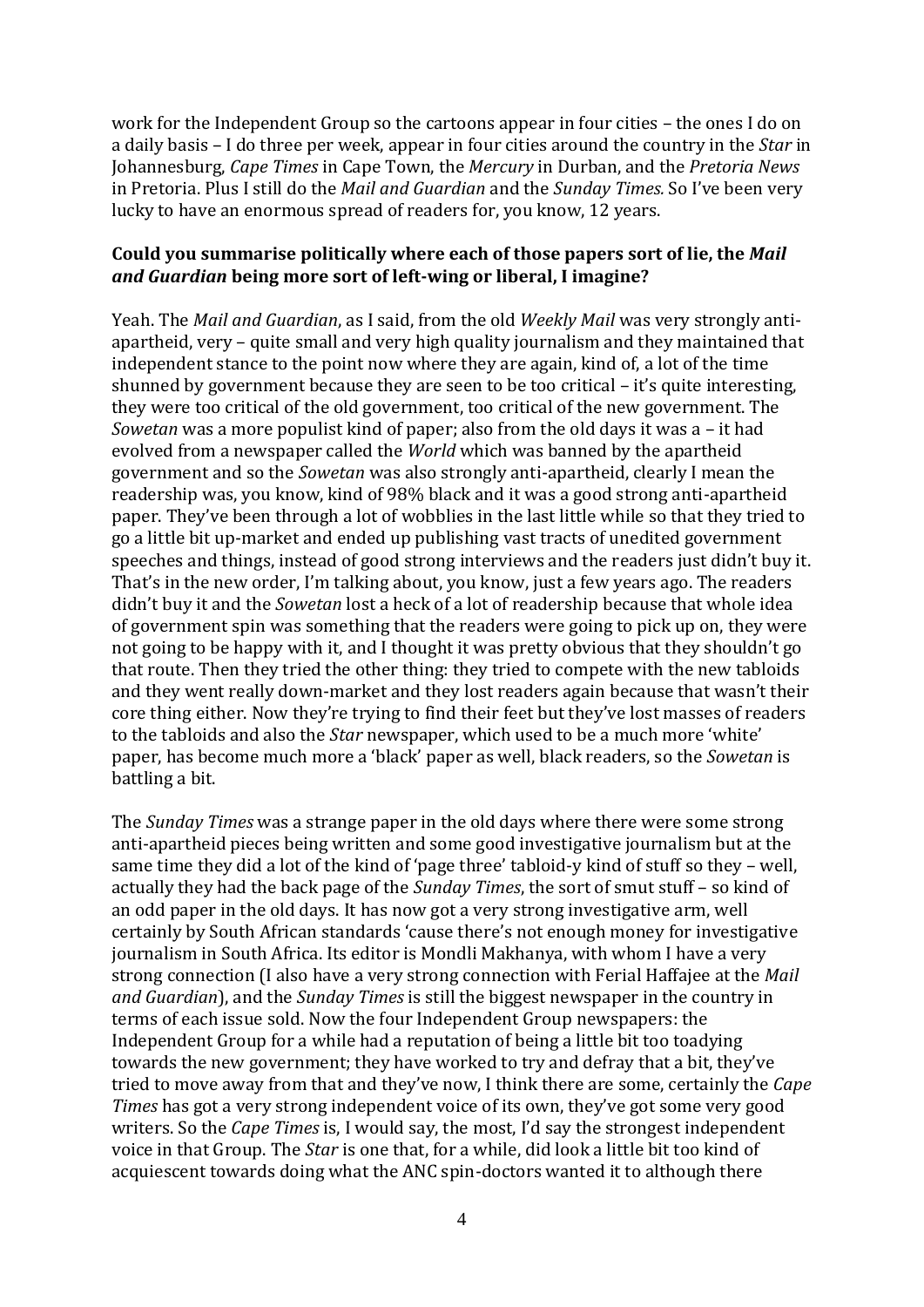work for the Independent Group so the cartoons appear in four cities – the ones I do on a daily basis – I do three per week, appear in four cities around the country in the *Star* in Johannesburg, *Cape Times* in Cape Town, the *Mercury* in Durban, and the *Pretoria News* in Pretoria. Plus I still do the *Mail and Guardian* and the *Sunday Times.* So I've been very lucky to have an enormous spread of readers for, you know, 12 years.

**Could you summarise politically where each of those papers sort of lie, the *Mail and Guardian* being more sort of left-wing or liberal, I imagine?**

Yeah. The *Mail and Guardian*, as I said, from the old *Weekly Mail* was very strongly anti-apartheid, very – quite small and very high quality journalism and they maintained that independent stance to the point now where they are again, kind of, a lot of the time shunned by government because they are seen to be too critical – it's quite interesting, they were too critical of the old government, too critical of the new government. The *Sowetan* was a more populist kind of paper; also from the old days it was a – it had evolved from a newspaper called the *World* which was banned by the apartheid government and so the *Sowetan* was also strongly anti-apartheid, clearly I mean the readership was, you know, kind of 98% black and it was a good strong anti-apartheid paper. They've been through a lot of wobblies in the last little while so that they tried to go a little bit up-market and ended up publishing vast tracts of unedited government speeches and things, instead of good strong interviews and the readers just didn't buy it. That's in the new order, I'm talking about, you know, just a few years ago. The readers didn't buy it and the *Sowetan* lost a heck of a lot of readership because that whole idea of government spin was something that the readers were going to pick up on, they were not going to be happy with it, and I thought it was pretty obvious that they shouldn't go that route. Then they tried the other thing: they tried to compete with the new tabloids and they went really down-market and they lost readers again because that wasn't their core thing either. Now they're trying to find their feet but they've lost masses of readers to the tabloids and also the *Star* newspaper, which used to be a much more 'white' paper, has become much more a 'black' paper as well, black readers, so the *Sowetan* is battling a bit.

The *Sunday Times* was a strange paper in the old days where there were some strong anti-apartheid pieces being written and some good investigative journalism but at the same time they did a lot of the kind of 'page three' tabloid-y kind of stuff so they – well, actually they had the back page of the *Sunday Times*, the sort of smut stuff – so kind of an odd paper in the old days. It has now got a very strong investigative arm, well certainly by South African standards 'cause there's not enough money for investigative journalism in South Africa. Its editor is Mondli Makhanya, with whom I have a very strong connection (I also have a very strong connection with Ferial Haffajee at the *Mail and Guardian*), and the *Sunday Times* is still the biggest newspaper in the country in terms of each issue sold. Now the four Independent Group newspapers: the Independent Group for a while had a reputation of being a little bit too toadying towards the new government; they have worked to try and defray that a bit, they've tried to move away from that and they've now, I think there are some, certainly the *Cape Times* has got a very strong independent voice of its own, they've got some very good writers. So the *Cape Times* is, I would say, the most, I'd say the strongest independent voice in that Group. The *Star* is one that, for a while, did look a little bit too kind of acquiescent towards doing what the ANC spin-doctors wanted it to although there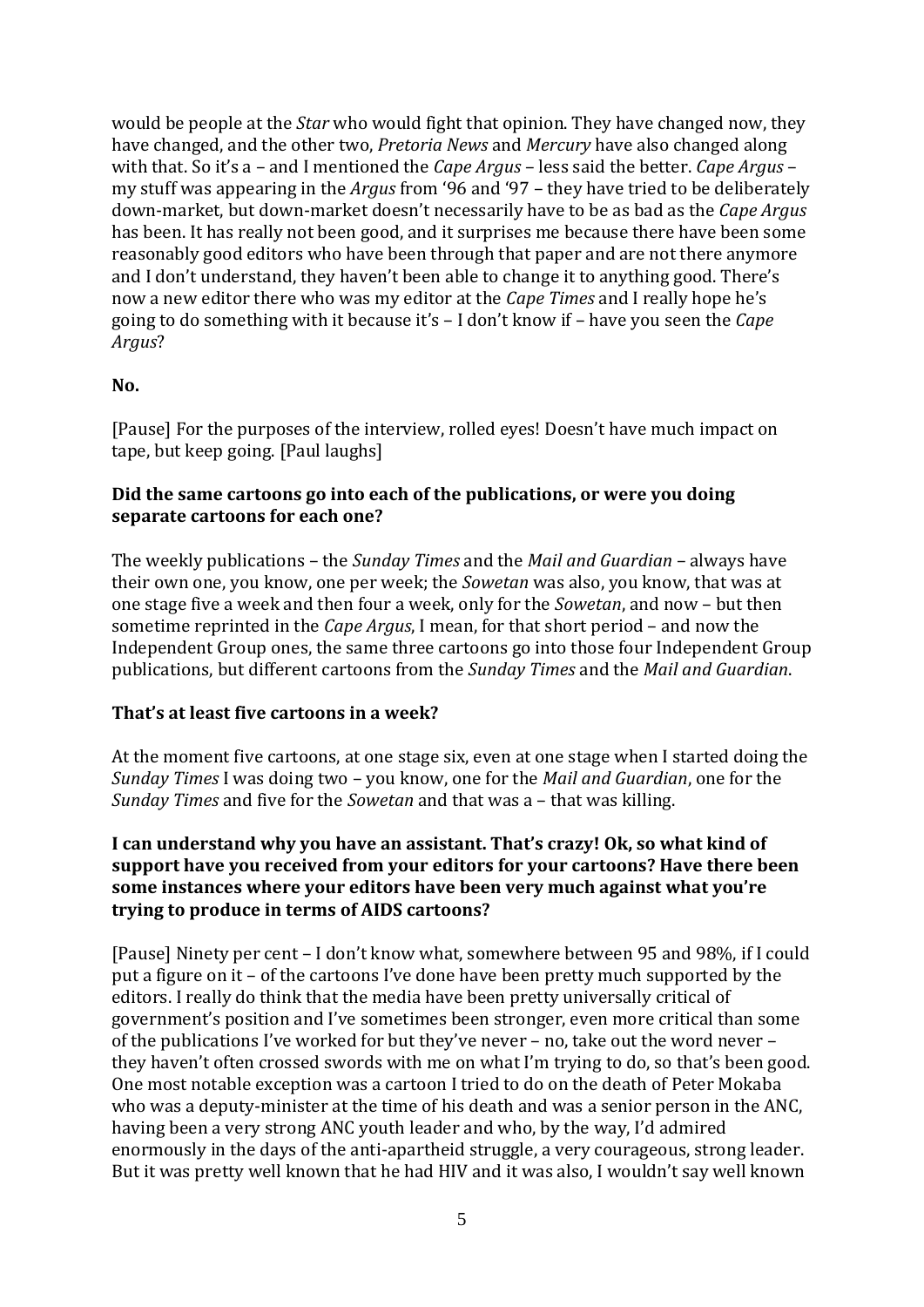would be people at the *Star* who would fight that opinion. They have changed now, they have changed, and the other two, *Pretoria News* and *Mercury* have also changed along with that. So it's a – and I mentioned the *Cape Argus* – less said the better. *Cape Argus* – my stuff was appearing in the *Argus* from '96 and '97 – they have tried to be deliberately down-market, but down-market doesn't necessarily have to be as bad as the *Cape Argus* has been. It has really not been good, and it surprises me because there have been some reasonably good editors who have been through that paper and are not there anymore and I don't understand, they haven't been able to change it to anything good. There's now a new editor there who was my editor at the *Cape Times* and I really hope he's going to do something with it because it's – I don't know if – have you seen the *Cape Argus*?

**No.**

[Pause] For the purposes of the interview, rolled eyes! Doesn't have much impact on tape, but keep going. [Paul laughs]

**Did the same cartoons go into each of the publications, or were you doing separate cartoons for each one?**

The weekly publications – the *Sunday Times* and the *Mail and Guardian* – always have their own one, you know, one per week; the *Sowetan* was also, you know, that was at one stage five a week and then four a week, only for the *Sowetan*, and now – but then sometime reprinted in the *Cape Argus*, I mean, for that short period – and now the Independent Group ones, the same three cartoons go into those four Independent Group publications, but different cartoons from the *Sunday Times* and the *Mail and Guardian*.

**That's at least five cartoons in a week?**

At the moment five cartoons, at one stage six, even at one stage when I started doing the *Sunday Times* I was doing two – you know, one for the *Mail and Guardian*, one for the *Sunday Times* and five for the *Sowetan* and that was a – that was killing.

**I can understand why you have an assistant. That's crazy! Ok, so what kind of support have you received from your editors for your cartoons? Have there been some instances where your editors have been very much against what you're trying to produce in terms of AIDS cartoons?**

[Pause] Ninety per cent – I don't know what, somewhere between 95 and 98%, if I could put a figure on it – of the cartoons I've done have been pretty much supported by the editors. I really do think that the media have been pretty universally critical of government's position and I've sometimes been stronger, even more critical than some of the publications I've worked for but they've never – no, take out the word never – they haven't often crossed swords with me on what I'm trying to do, so that's been good. One most notable exception was a cartoon I tried to do on the death of Peter Mokaba who was a deputy-minister at the time of his death and was a senior person in the ANC, having been a very strong ANC youth leader and who, by the way, I'd admired enormously in the days of the anti-apartheid struggle, a very courageous, strong leader. But it was pretty well known that he had HIV and it was also, I wouldn't say well known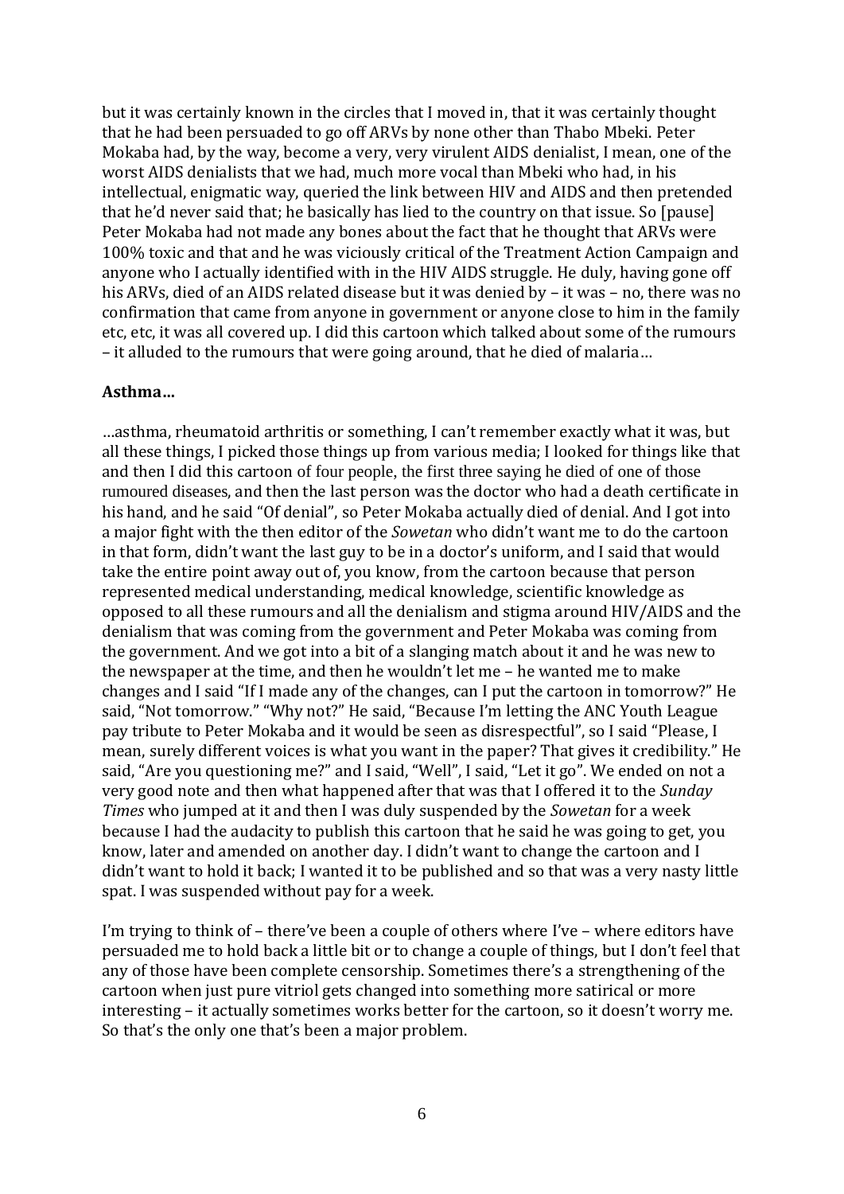but it was certainly known in the circles that I moved in, that it was certainly thought that he had been persuaded to go off ARVs by none other than Thabo Mbeki. Peter Mokaba had, by the way, become a very, very virulent AIDS denialist, I mean, one of the worst AIDS denialists that we had, much more vocal than Mbeki who had, in his intellectual, enigmatic way, queried the link between HIV and AIDS and then pretended that he'd never said that; he basically has lied to the country on that issue. So [pause] Peter Mokaba had not made any bones about the fact that he thought that ARVs were 100% toxic and that and he was viciously critical of the Treatment Action Campaign and anyone who I actually identified with in the HIV AIDS struggle. He duly, having gone off his ARVs, died of an AIDS related disease but it was denied by – it was – no, there was no confirmation that came from anyone in government or anyone close to him in the family etc, etc, it was all covered up. I did this cartoon which talked about some of the rumours – it alluded to the rumours that were going around, that he died of malaria…

**Asthma…**

…asthma, rheumatoid arthritis or something, I can't remember exactly what it was, but all these things, I picked those things up from various media; I looked for things like that and then I did this cartoon of four people, the first three saying he died of one of those rumoured diseases, and then the last person was the doctor who had a death certificate in his hand, and he said "Of denial", so Peter Mokaba actually died of denial. And I got into a major fight with the then editor of the *Sowetan* who didn't want me to do the cartoon in that form, didn't want the last guy to be in a doctor's uniform, and I said that would take the entire point away out of, you know, from the cartoon because that person represented medical understanding, medical knowledge, scientific knowledge as opposed to all these rumours and all the denialism and stigma around HIV/AIDS and the denialism that was coming from the government and Peter Mokaba was coming from the government. And we got into a bit of a slanging match about it and he was new to the newspaper at the time, and then he wouldn't let me – he wanted me to make changes and I said "If I made any of the changes, can I put the cartoon in tomorrow?" He said, "Not tomorrow." "Why not?" He said, "Because I'm letting the ANC Youth League pay tribute to Peter Mokaba and it would be seen as disrespectful", so I said "Please, I mean, surely different voices is what you want in the paper? That gives it credibility." He said, "Are you questioning me?" and I said, "Well", I said, "Let it go". We ended on not a very good note and then what happened after that was that I offered it to the *Sunday Times* who jumped at it and then I was duly suspended by the *Sowetan* for a week because I had the audacity to publish this cartoon that he said he was going to get, you know, later and amended on another day. I didn't want to change the cartoon and I didn't want to hold it back; I wanted it to be published and so that was a very nasty little spat. I was suspended without pay for a week.

I'm trying to think of – there've been a couple of others where I've – where editors have persuaded me to hold back a little bit or to change a couple of things, but I don't feel that any of those have been complete censorship. Sometimes there's a strengthening of the cartoon when just pure vitriol gets changed into something more satirical or more interesting – it actually sometimes works better for the cartoon, so it doesn't worry me. So that's the only one that's been a major problem.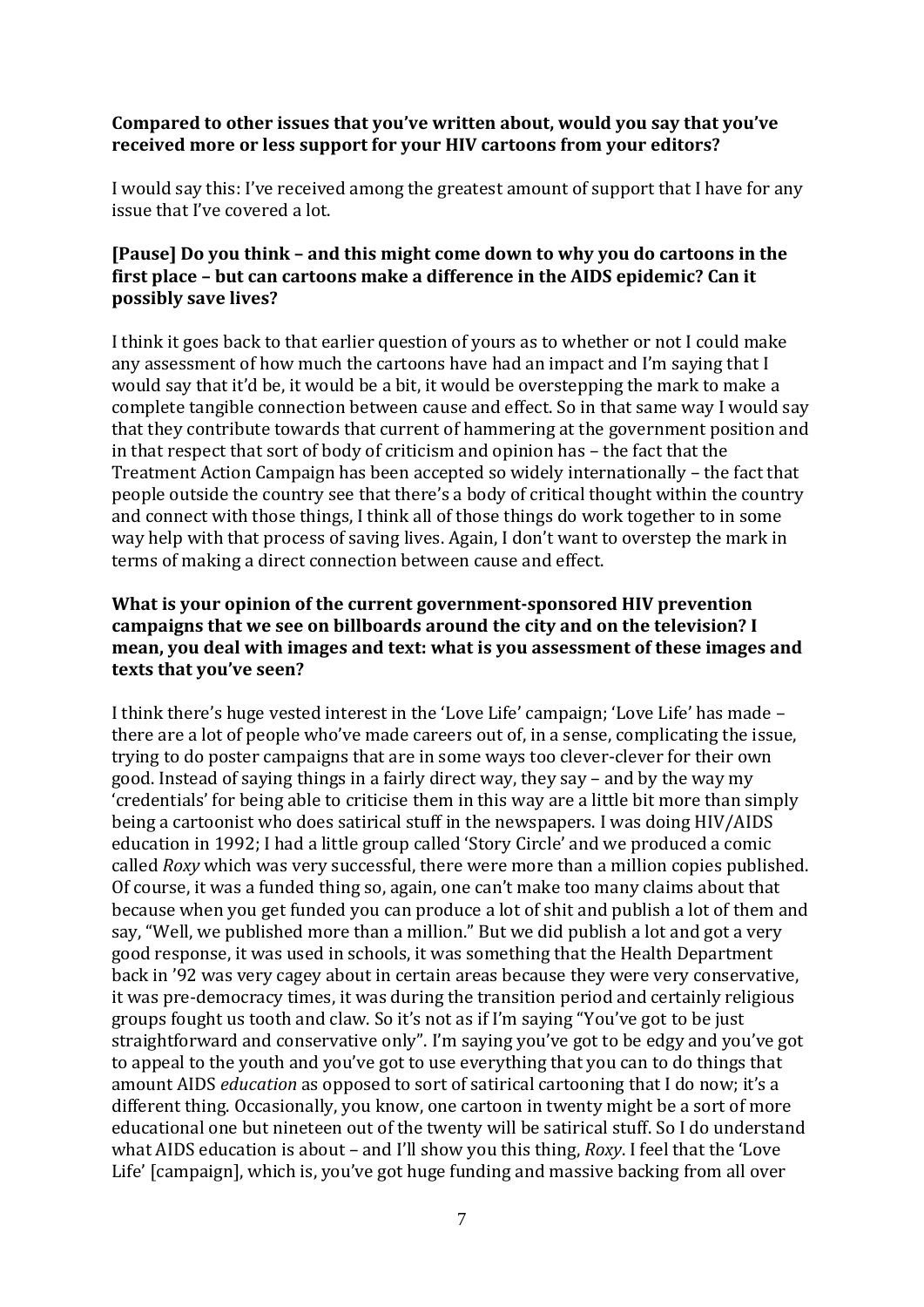**Compared to other issues that you've written about, would you say that you've received more or less support for your HIV cartoons from your editors?**

I would say this: I've received among the greatest amount of support that I have for any issue that I've covered a lot.

**[Pause] Do you think – and this might come down to why you do cartoons in the first place – but can cartoons make a difference in the AIDS epidemic? Can it possibly save lives?**

I think it goes back to that earlier question of yours as to whether or not I could make any assessment of how much the cartoons have had an impact and I'm saying that I would say that it'd be, it would be a bit, it would be overstepping the mark to make a complete tangible connection between cause and effect. So in that same way I would say that they contribute towards that current of hammering at the government position and in that respect that sort of body of criticism and opinion has – the fact that the Treatment Action Campaign has been accepted so widely internationally – the fact that people outside the country see that there's a body of critical thought within the country and connect with those things, I think all of those things do work together to in some way help with that process of saving lives. Again, I don't want to overstep the mark in terms of making a direct connection between cause and effect.

**What is your opinion of the current government-sponsored HIV prevention campaigns that we see on billboards around the city and on the television? I mean, you deal with images and text: what is you assessment of these images and texts that you've seen?**

I think there's huge vested interest in the 'Love Life' campaign; 'Love Life' has made – there are a lot of people who've made careers out of, in a sense, complicating the issue, trying to do poster campaigns that are in some ways too clever-clever for their own good. Instead of saying things in a fairly direct way, they say – and by the way my 'credentials' for being able to criticise them in this way are a little bit more than simply being a cartoonist who does satirical stuff in the newspapers. I was doing HIV/AIDS education in 1992; I had a little group called 'Story Circle' and we produced a comic called *Roxy* which was very successful, there were more than a million copies published. Of course, it was a funded thing so, again, one can't make too many claims about that because when you get funded you can produce a lot of shit and publish a lot of them and say, "Well, we published more than a million." But we did publish a lot and got a very good response, it was used in schools, it was something that the Health Department back in '92 was very cagey about in certain areas because they were very conservative, it was pre-democracy times, it was during the transition period and certainly religious groups fought us tooth and claw. So it's not as if I'm saying "You've got to be just straightforward and conservative only". I'm saying you've got to be edgy and you've got to appeal to the youth and you've got to use everything that you can to do things that amount AIDS *education* as opposed to sort of satirical cartooning that I do now; it's a different thing. Occasionally, you know, one cartoon in twenty might be a sort of more educational one but nineteen out of the twenty will be satirical stuff. So I do understand what AIDS education is about – and I'll show you this thing, *Roxy*. I feel that the 'Love Life' [campaign], which is, you've got huge funding and massive backing from all over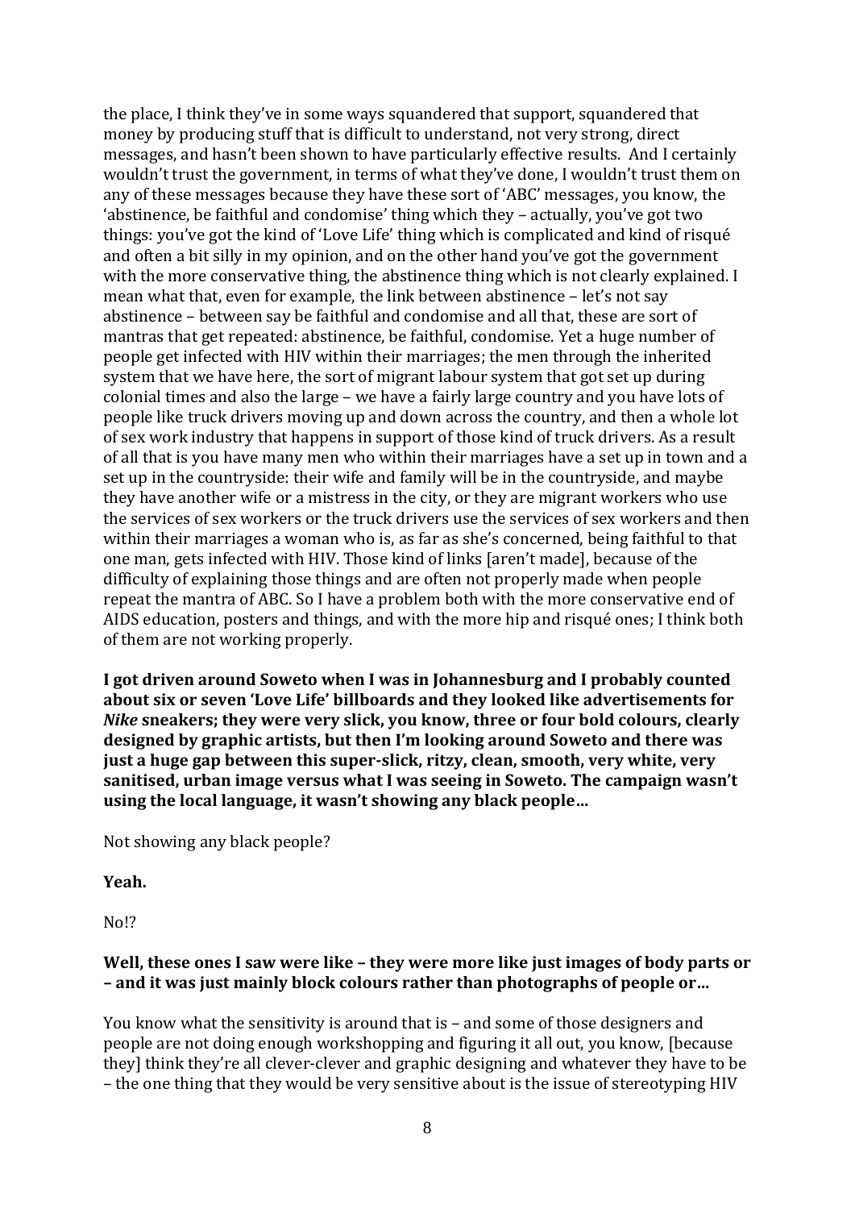the place, I think they've in some ways squandered that support, squandered that money by producing stuff that is difficult to understand, not very strong, direct messages, and hasn't been shown to have particularly effective results. And I certainly wouldn't trust the government, in terms of what they've done, I wouldn't trust them on any of these messages because they have these sort of 'ABC' messages, you know, the 'abstinence, be faithful and condomise' thing which they – actually, you've got two things: you've got the kind of 'Love Life' thing which is complicated and kind of risqué and often a bit silly in my opinion, and on the other hand you've got the government with the more conservative thing, the abstinence thing which is not clearly explained. I mean what that, even for example, the link between abstinence – let's not say abstinence – between say be faithful and condomise and all that, these are sort of mantras that get repeated: abstinence, be faithful, condomise. Yet a huge number of people get infected with HIV within their marriages; the men through the inherited system that we have here, the sort of migrant labour system that got set up during colonial times and also the large – we have a fairly large country and you have lots of people like truck drivers moving up and down across the country, and then a whole lot of sex work industry that happens in support of those kind of truck drivers. As a result of all that is you have many men who within their marriages have a set up in town and a set up in the countryside: their wife and family will be in the countryside, and maybe they have another wife or a mistress in the city, or they are migrant workers who use the services of sex workers or the truck drivers use the services of sex workers and then within their marriages a woman who is, as far as she's concerned, being faithful to that one man, gets infected with HIV. Those kind of links [aren't made], because of the difficulty of explaining those things and are often not properly made when people repeat the mantra of ABC. So I have a problem both with the more conservative end of AIDS education, posters and things, and with the more hip and risqué ones; I think both of them are not working properly.

**I got driven around Soweto when I was in Johannesburg and I probably counted about six or seven 'Love Life' billboards and they looked like advertisements for *Nike* sneakers; they were very slick, you know, three or four bold colours, clearly designed by graphic artists, but then I'm looking around Soweto and there was just a huge gap between this super-slick, ritzy, clean, smooth, very white, very sanitised, urban image versus what I was seeing in Soweto. The campaign wasn't using the local language, it wasn't showing any black people…**

Not showing any black people?

**Yeah.**

No!?

**Well, these ones I saw were like – they were more like just images of body parts or – and it was just mainly block colours rather than photographs of people or…**

You know what the sensitivity is around that is – and some of those designers and people are not doing enough workshopping and figuring it all out, you know, [because they] think they're all clever-clever and graphic designing and whatever they have to be – the one thing that they would be very sensitive about is the issue of stereotyping HIV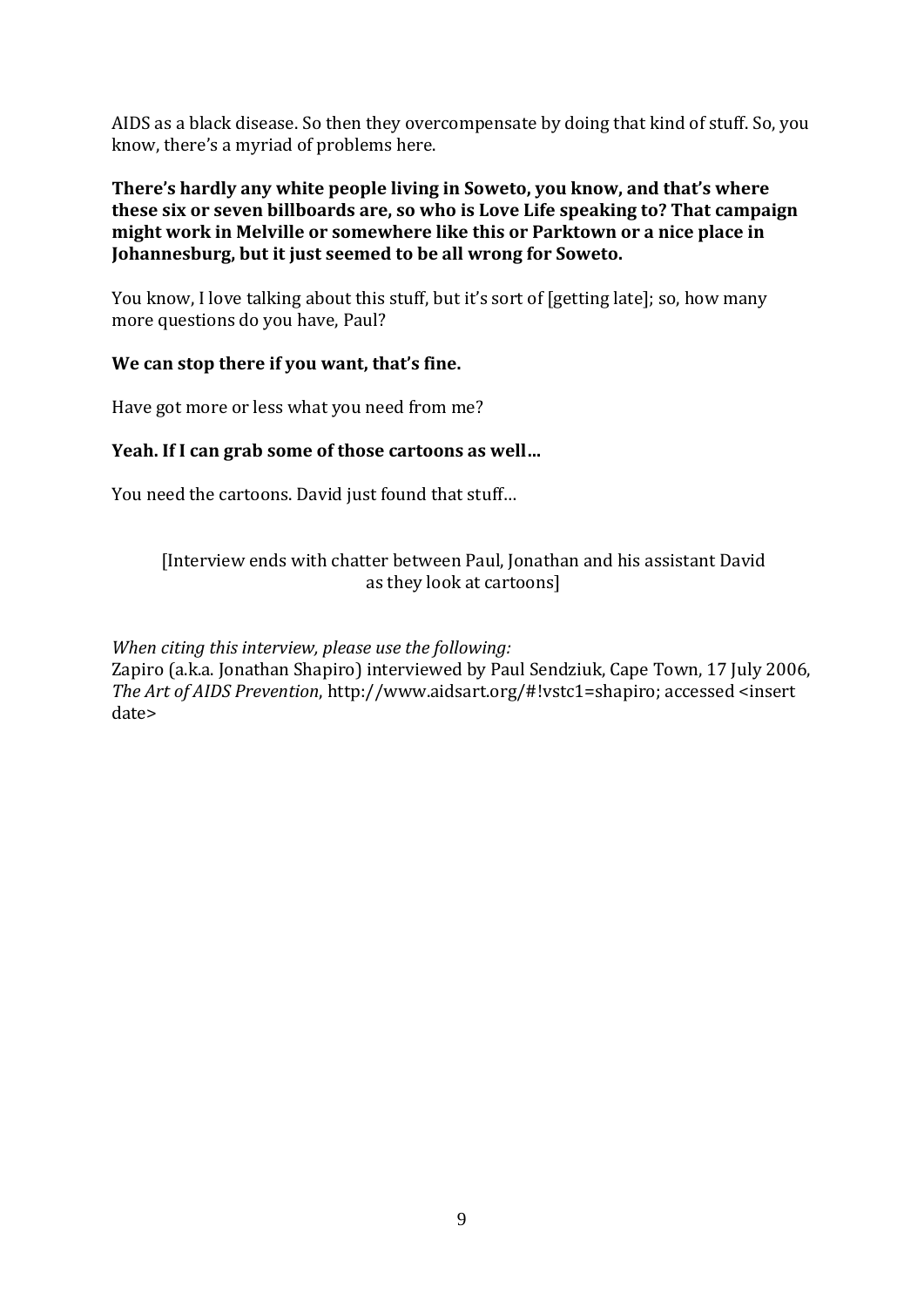AIDS as a black disease. So then they overcompensate by doing that kind of stuff. So, you know, there's a myriad of problems here.

**There's hardly any white people living in Soweto, you know, and that's where these six or seven billboards are, so who is Love Life speaking to? That campaign might work in Melville or somewhere like this or Parktown or a nice place in Johannesburg, but it just seemed to be all wrong for Soweto.**

You know, I love talking about this stuff, but it's sort of [getting late]; so, how many more questions do you have, Paul?

**We can stop there if you want, that's fine.**

Have got more or less what you need from me?

**Yeah. If I can grab some of those cartoons as well…**

You need the cartoons. David just found that stuff…

[Interview ends with chatter between Paul, Jonathan and his assistant David as they look at cartoons]

*When citing this interview, please use the following:*
Zapiro (a.k.a. Jonathan Shapiro) interviewed by Paul Sendziuk, Cape Town, 17 July 2006, *The Art of AIDS Prevention*, http://www.aidsart.org/#!vstc1=shapiro; accessed <insert date>